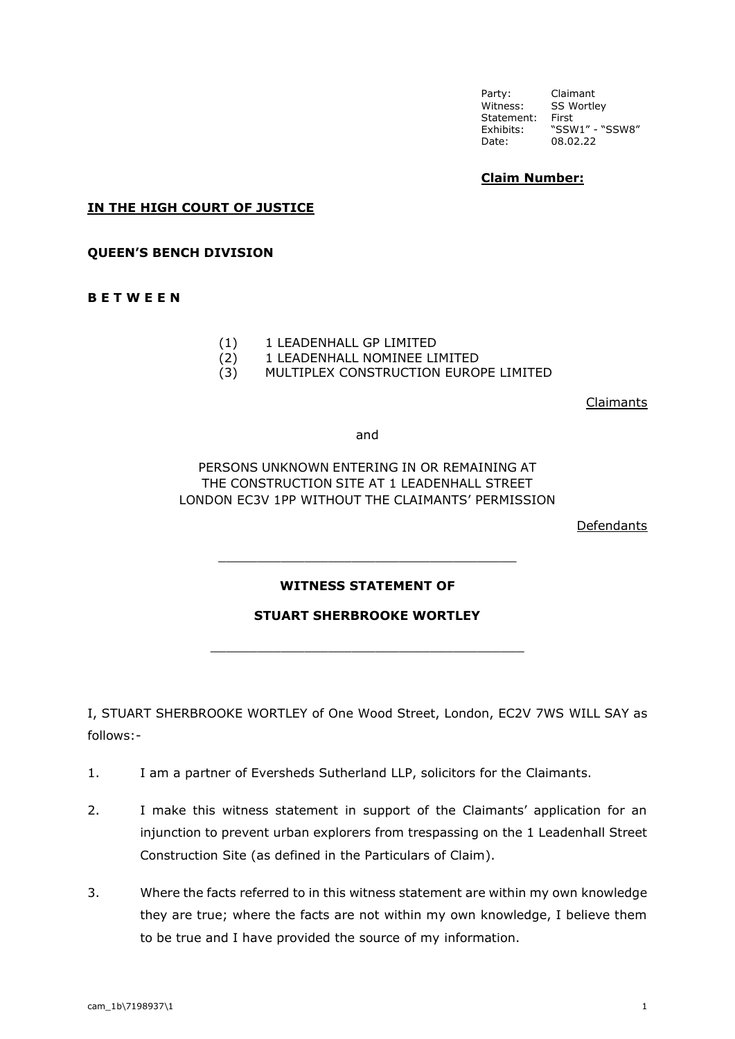| | |
|---|---|
| Party: | Claimant |
| Witness: | SS Wortley |
| Statement: | First |
| Exhibits: | "SSW1" - "SSW8" |
| Date: | 08.02.22 |

**Claim Number:**

**IN THE HIGH COURT OF JUSTICE**

**QUEEN'S BENCH DIVISION**

**B E T W E E N**

(1) 1 LEADENHALL GP LIMITED
(2) 1 LEADENHALL NOMINEE LIMITED
(3) MULTIPLEX CONSTRUCTION EUROPE LIMITED

Claimants

and

PERSONS UNKNOWN ENTERING IN OR REMAINING AT THE CONSTRUCTION SITE AT 1 LEADENHALL STREET LONDON EC3V 1PP WITHOUT THE CLAIMANTS' PERMISSION

Defendants

---

**WITNESS STATEMENT OF**

**STUART SHERBROOKE WORTLEY**

---

I, STUART SHERBROOKE WORTLEY of One Wood Street, London, EC2V 7WS WILL SAY as follows:-

1. I am a partner of Eversheds Sutherland LLP, solicitors for the Claimants.

2. I make this witness statement in support of the Claimants' application for an injunction to prevent urban explorers from trespassing on the 1 Leadenhall Street Construction Site (as defined in the Particulars of Claim).

3. Where the facts referred to in this witness statement are within my own knowledge they are true; where the facts are not within my own knowledge, I believe them to be true and I have provided the source of my information.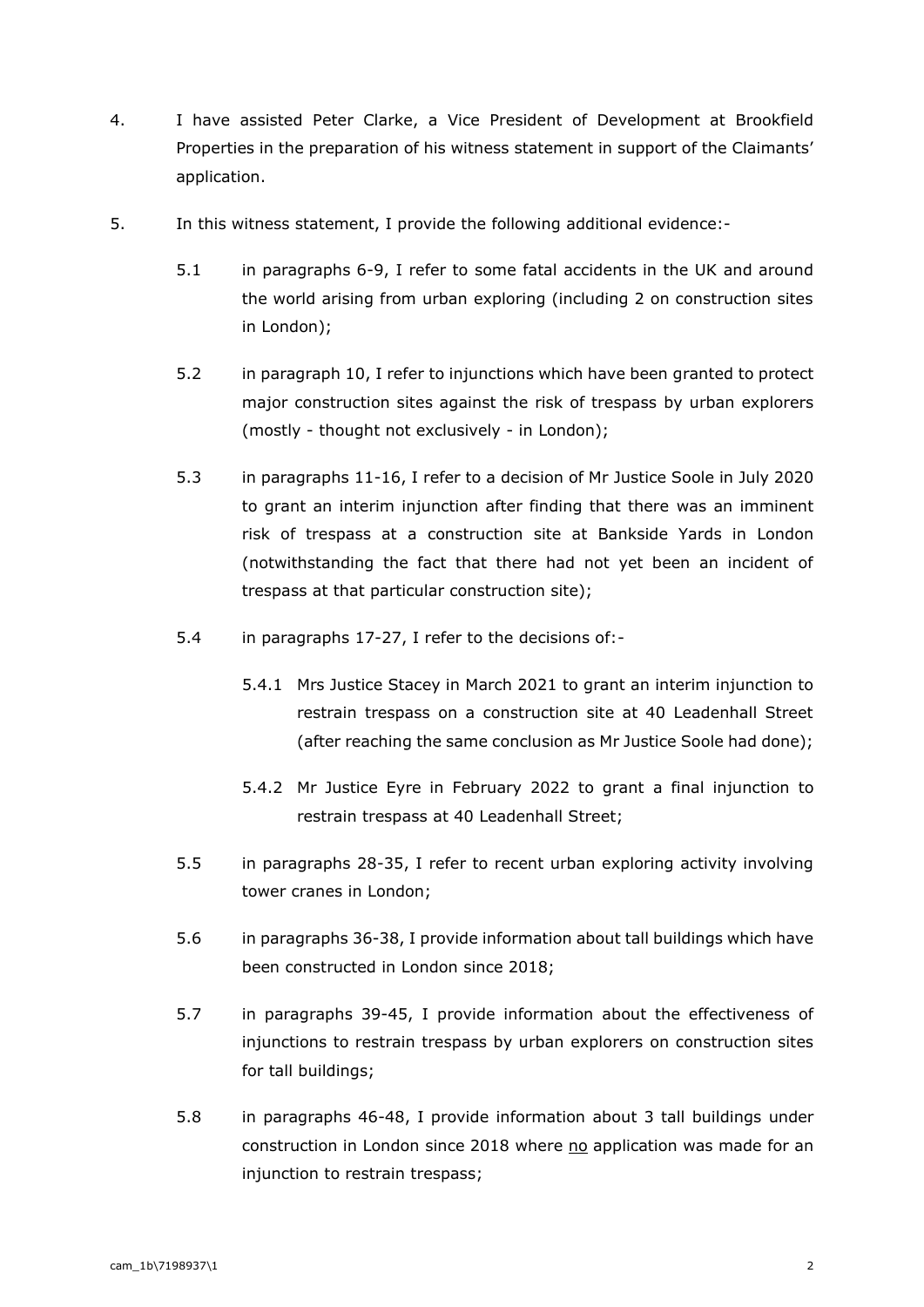4. I have assisted Peter Clarke, a Vice President of Development at Brookfield Properties in the preparation of his witness statement in support of the Claimants' application.

5. In this witness statement, I provide the following additional evidence:-

   5.1 in paragraphs 6-9, I refer to some fatal accidents in the UK and around the world arising from urban exploring (including 2 on construction sites in London);

   5.2 in paragraph 10, I refer to injunctions which have been granted to protect major construction sites against the risk of trespass by urban explorers (mostly - thought not exclusively - in London);

   5.3 in paragraphs 11-16, I refer to a decision of Mr Justice Soole in July 2020 to grant an interim injunction after finding that there was an imminent risk of trespass at a construction site at Bankside Yards in London (notwithstanding the fact that there had not yet been an incident of trespass at that particular construction site);

   5.4 in paragraphs 17-27, I refer to the decisions of:-

      5.4.1 Mrs Justice Stacey in March 2021 to grant an interim injunction to restrain trespass on a construction site at 40 Leadenhall Street (after reaching the same conclusion as Mr Justice Soole had done);

      5.4.2 Mr Justice Eyre in February 2022 to grant a final injunction to restrain trespass at 40 Leadenhall Street;

   5.5 in paragraphs 28-35, I refer to recent urban exploring activity involving tower cranes in London;

   5.6 in paragraphs 36-38, I provide information about tall buildings which have been constructed in London since 2018;

   5.7 in paragraphs 39-45, I provide information about the effectiveness of injunctions to restrain trespass by urban explorers on construction sites for tall buildings;

   5.8 in paragraphs 46-48, I provide information about 3 tall buildings under construction in London since 2018 where <u>no</u> application was made for an injunction to restrain trespass;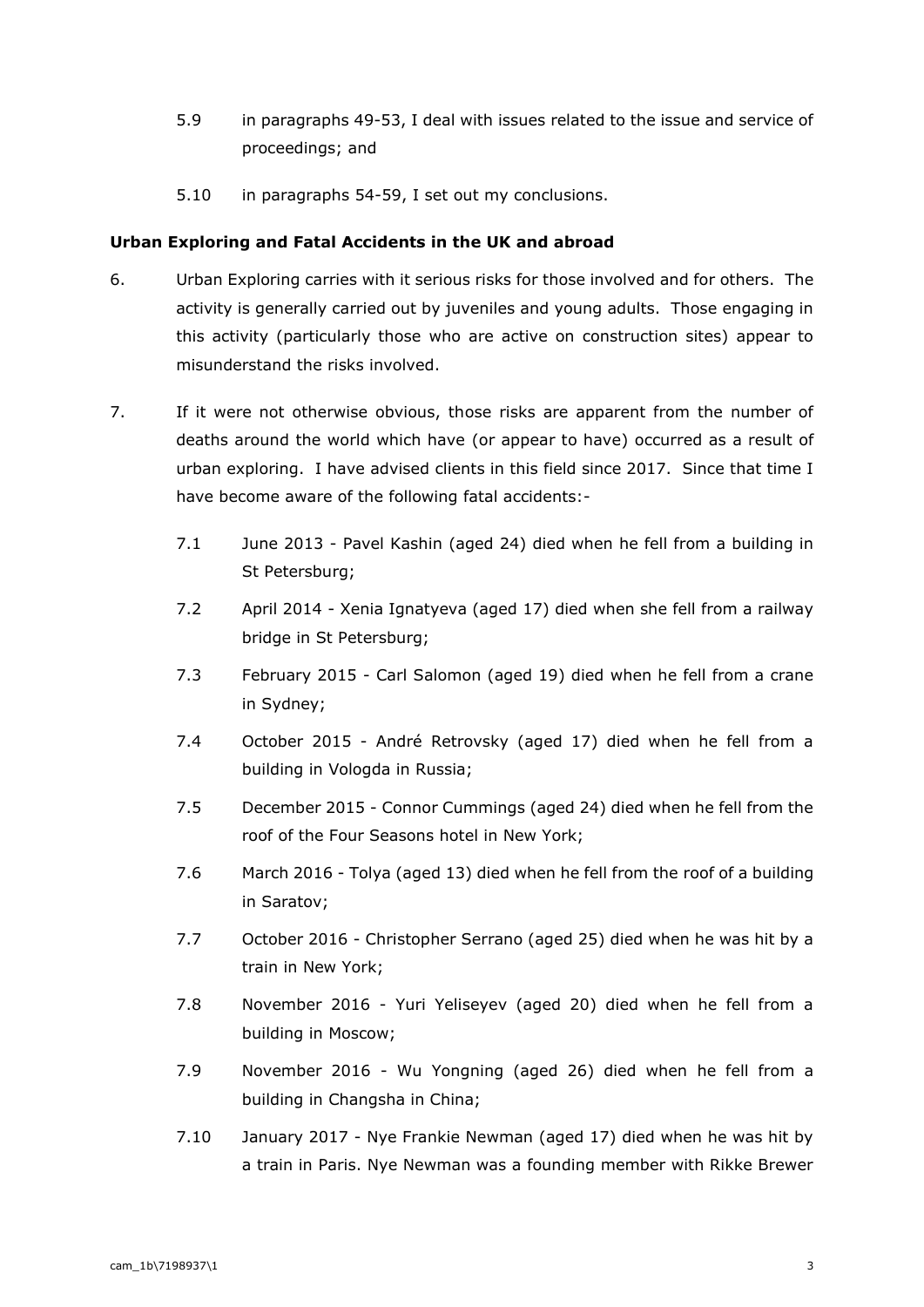5.9 in paragraphs 49-53, I deal with issues related to the issue and service of proceedings; and

5.10 in paragraphs 54-59, I set out my conclusions.

**Urban Exploring and Fatal Accidents in the UK and abroad**

6. Urban Exploring carries with it serious risks for those involved and for others. The activity is generally carried out by juveniles and young adults. Those engaging in this activity (particularly those who are active on construction sites) appear to misunderstand the risks involved.

7. If it were not otherwise obvious, those risks are apparent from the number of deaths around the world which have (or appear to have) occurred as a result of urban exploring. I have advised clients in this field since 2017. Since that time I have become aware of the following fatal accidents:-

   7.1 June 2013 - Pavel Kashin (aged 24) died when he fell from a building in St Petersburg;

   7.2 April 2014 - Xenia Ignatyeva (aged 17) died when she fell from a railway bridge in St Petersburg;

   7.3 February 2015 - Carl Salomon (aged 19) died when he fell from a crane in Sydney;

   7.4 October 2015 - André Retrovsky (aged 17) died when he fell from a building in Vologda in Russia;

   7.5 December 2015 - Connor Cummings (aged 24) died when he fell from the roof of the Four Seasons hotel in New York;

   7.6 March 2016 - Tolya (aged 13) died when he fell from the roof of a building in Saratov;

   7.7 October 2016 - Christopher Serrano (aged 25) died when he was hit by a train in New York;

   7.8 November 2016 - Yuri Yeliseyev (aged 20) died when he fell from a building in Moscow;

   7.9 November 2016 - Wu Yongning (aged 26) died when he fell from a building in Changsha in China;

   7.10 January 2017 - Nye Frankie Newman (aged 17) died when he was hit by a train in Paris. Nye Newman was a founding member with Rikke Brewer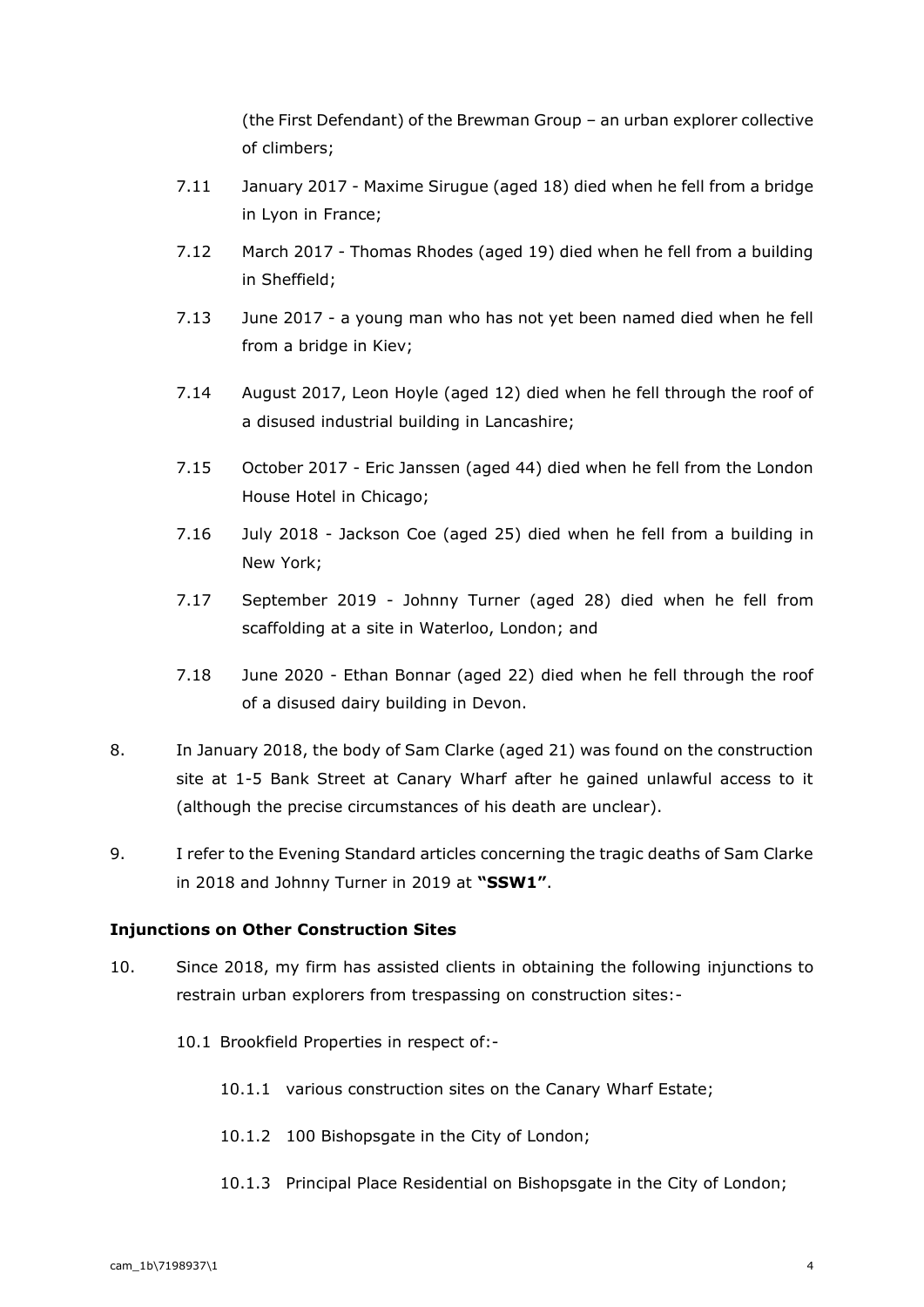(the First Defendant) of the Brewman Group – an urban explorer collective of climbers;

7.11 January 2017 - Maxime Sirugue (aged 18) died when he fell from a bridge in Lyon in France;

7.12 March 2017 - Thomas Rhodes (aged 19) died when he fell from a building in Sheffield;

7.13 June 2017 - a young man who has not yet been named died when he fell from a bridge in Kiev;

7.14 August 2017, Leon Hoyle (aged 12) died when he fell through the roof of a disused industrial building in Lancashire;

7.15 October 2017 - Eric Janssen (aged 44) died when he fell from the London House Hotel in Chicago;

7.16 July 2018 - Jackson Coe (aged 25) died when he fell from a building in New York;

7.17 September 2019 - Johnny Turner (aged 28) died when he fell from scaffolding at a site in Waterloo, London; and

7.18 June 2020 - Ethan Bonnar (aged 22) died when he fell through the roof of a disused dairy building in Devon.

8. In January 2018, the body of Sam Clarke (aged 21) was found on the construction site at 1-5 Bank Street at Canary Wharf after he gained unlawful access to it (although the precise circumstances of his death are unclear).

9. I refer to the Evening Standard articles concerning the tragic deaths of Sam Clarke in 2018 and Johnny Turner in 2019 at **"SSW1"**.

**Injunctions on Other Construction Sites**

10. Since 2018, my firm has assisted clients in obtaining the following injunctions to restrain urban explorers from trespassing on construction sites:-

10.1 Brookfield Properties in respect of:-

10.1.1 various construction sites on the Canary Wharf Estate;

10.1.2 100 Bishopsgate in the City of London;

10.1.3 Principal Place Residential on Bishopsgate in the City of London;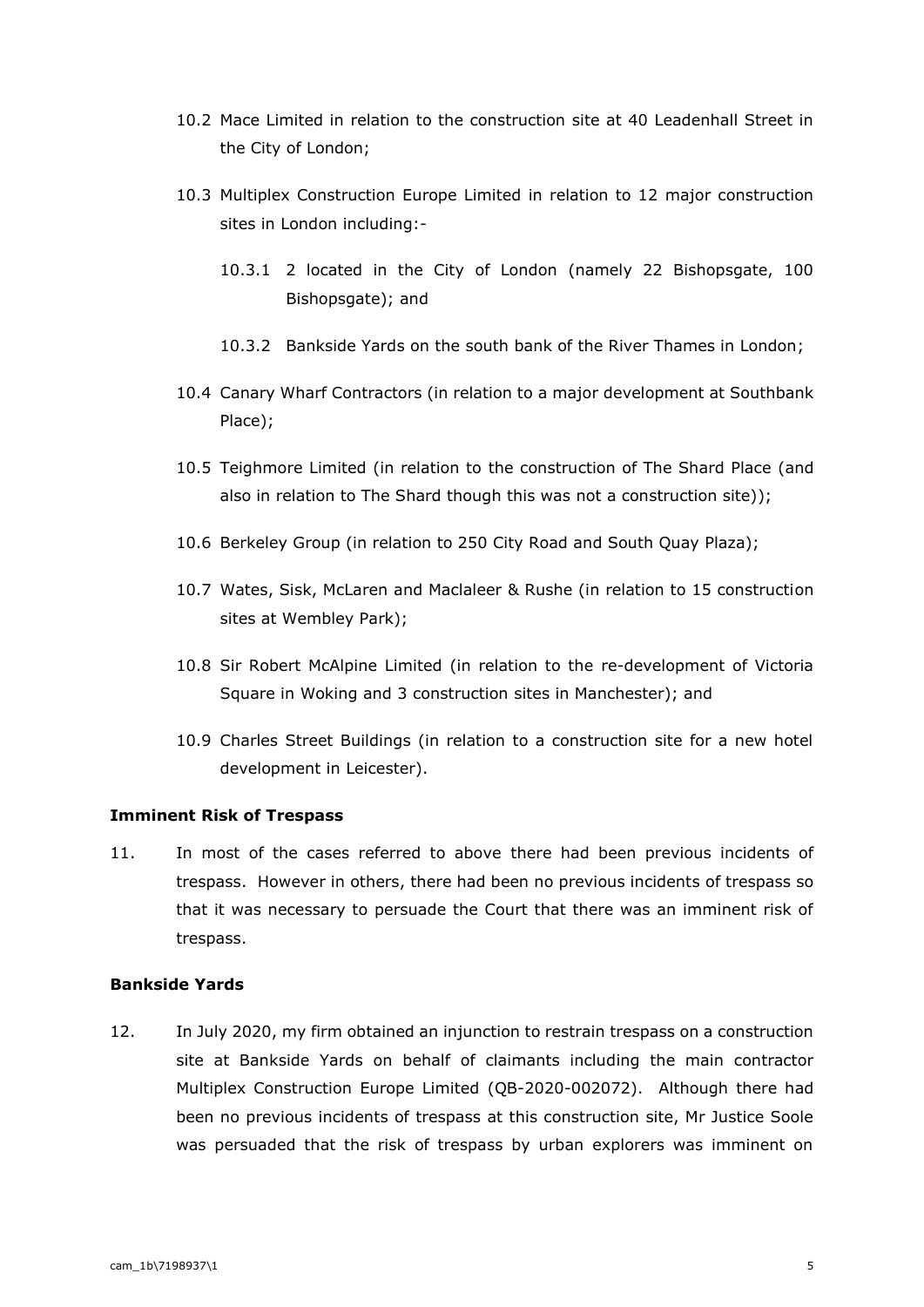10.2 Mace Limited in relation to the construction site at 40 Leadenhall Street in the City of London;

10.3 Multiplex Construction Europe Limited in relation to 12 major construction sites in London including:-

10.3.1 2 located in the City of London (namely 22 Bishopsgate, 100 Bishopsgate); and

10.3.2 Bankside Yards on the south bank of the River Thames in London;

10.4 Canary Wharf Contractors (in relation to a major development at Southbank Place);

10.5 Teighmore Limited (in relation to the construction of The Shard Place (and also in relation to The Shard though this was not a construction site));

10.6 Berkeley Group (in relation to 250 City Road and South Quay Plaza);

10.7 Wates, Sisk, McLaren and Maclaleer & Rushe (in relation to 15 construction sites at Wembley Park);

10.8 Sir Robert McAlpine Limited (in relation to the re-development of Victoria Square in Woking and 3 construction sites in Manchester); and

10.9 Charles Street Buildings (in relation to a construction site for a new hotel development in Leicester).

**Imminent Risk of Trespass**

11. In most of the cases referred to above there had been previous incidents of trespass. However in others, there had been no previous incidents of trespass so that it was necessary to persuade the Court that there was an imminent risk of trespass.

**Bankside Yards**

12. In July 2020, my firm obtained an injunction to restrain trespass on a construction site at Bankside Yards on behalf of claimants including the main contractor Multiplex Construction Europe Limited (QB-2020-002072). Although there had been no previous incidents of trespass at this construction site, Mr Justice Soole was persuaded that the risk of trespass by urban explorers was imminent on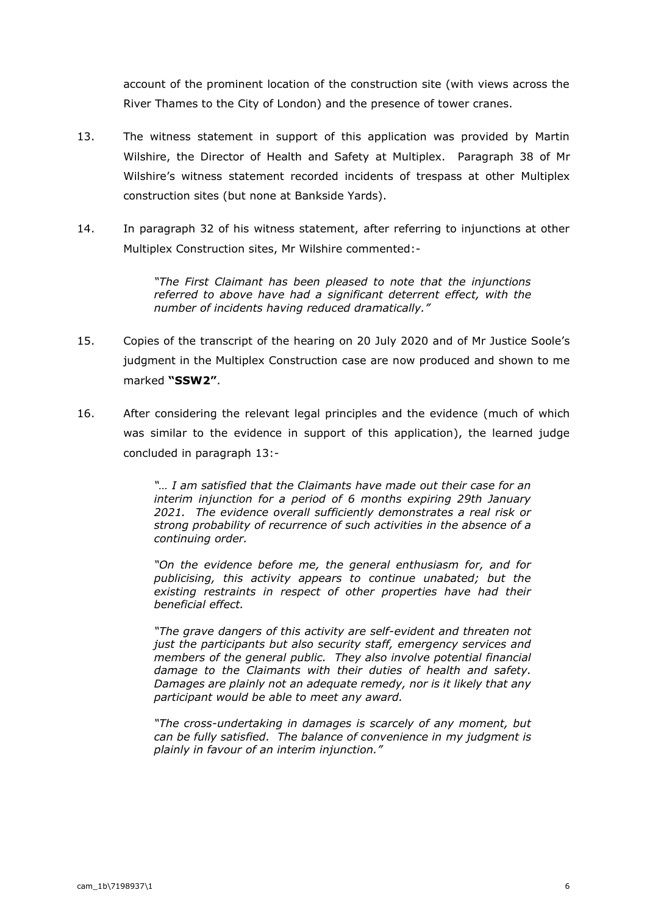account of the prominent location of the construction site (with views across the River Thames to the City of London) and the presence of tower cranes.

13. The witness statement in support of this application was provided by Martin Wilshire, the Director of Health and Safety at Multiplex. Paragraph 38 of Mr Wilshire's witness statement recorded incidents of trespass at other Multiplex construction sites (but none at Bankside Yards).

14. In paragraph 32 of his witness statement, after referring to injunctions at other Multiplex Construction sites, Mr Wilshire commented:-

> *"The First Claimant has been pleased to note that the injunctions referred to above have had a significant deterrent effect, with the number of incidents having reduced dramatically."*

15. Copies of the transcript of the hearing on 20 July 2020 and of Mr Justice Soole's judgment in the Multiplex Construction case are now produced and shown to me marked **"SSW2"**.

16. After considering the relevant legal principles and the evidence (much of which was similar to the evidence in support of this application), the learned judge concluded in paragraph 13:-

> *"… I am satisfied that the Claimants have made out their case for an interim injunction for a period of 6 months expiring 29th January 2021. The evidence overall sufficiently demonstrates a real risk or strong probability of recurrence of such activities in the absence of a continuing order.*
>
> *"On the evidence before me, the general enthusiasm for, and for publicising, this activity appears to continue unabated; but the existing restraints in respect of other properties have had their beneficial effect.*
>
> *"The grave dangers of this activity are self-evident and threaten not just the participants but also security staff, emergency services and members of the general public. They also involve potential financial damage to the Claimants with their duties of health and safety. Damages are plainly not an adequate remedy, nor is it likely that any participant would be able to meet any award.*
>
> *"The cross-undertaking in damages is scarcely of any moment, but can be fully satisfied. The balance of convenience in my judgment is plainly in favour of an interim injunction."*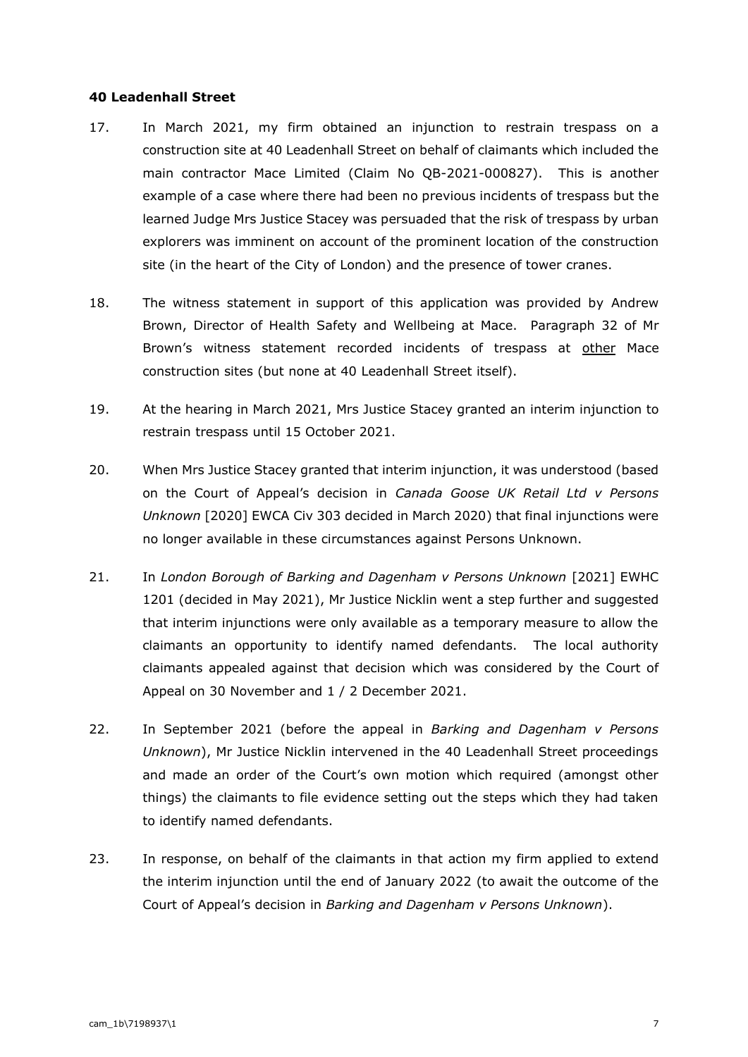**40 Leadenhall Street**

17. In March 2021, my firm obtained an injunction to restrain trespass on a construction site at 40 Leadenhall Street on behalf of claimants which included the main contractor Mace Limited (Claim No QB-2021-000827). This is another example of a case where there had been no previous incidents of trespass but the learned Judge Mrs Justice Stacey was persuaded that the risk of trespass by urban explorers was imminent on account of the prominent location of the construction site (in the heart of the City of London) and the presence of tower cranes.

18. The witness statement in support of this application was provided by Andrew Brown, Director of Health Safety and Wellbeing at Mace. Paragraph 32 of Mr Brown's witness statement recorded incidents of trespass at <u>other</u> Mace construction sites (but none at 40 Leadenhall Street itself).

19. At the hearing in March 2021, Mrs Justice Stacey granted an interim injunction to restrain trespass until 15 October 2021.

20. When Mrs Justice Stacey granted that interim injunction, it was understood (based on the Court of Appeal's decision in *Canada Goose UK Retail Ltd v Persons Unknown* [2020] EWCA Civ 303 decided in March 2020) that final injunctions were no longer available in these circumstances against Persons Unknown.

21. In *London Borough of Barking and Dagenham v Persons Unknown* [2021] EWHC 1201 (decided in May 2021), Mr Justice Nicklin went a step further and suggested that interim injunctions were only available as a temporary measure to allow the claimants an opportunity to identify named defendants. The local authority claimants appealed against that decision which was considered by the Court of Appeal on 30 November and 1 / 2 December 2021.

22. In September 2021 (before the appeal in *Barking and Dagenham v Persons Unknown*), Mr Justice Nicklin intervened in the 40 Leadenhall Street proceedings and made an order of the Court's own motion which required (amongst other things) the claimants to file evidence setting out the steps which they had taken to identify named defendants.

23. In response, on behalf of the claimants in that action my firm applied to extend the interim injunction until the end of January 2022 (to await the outcome of the Court of Appeal's decision in *Barking and Dagenham v Persons Unknown*).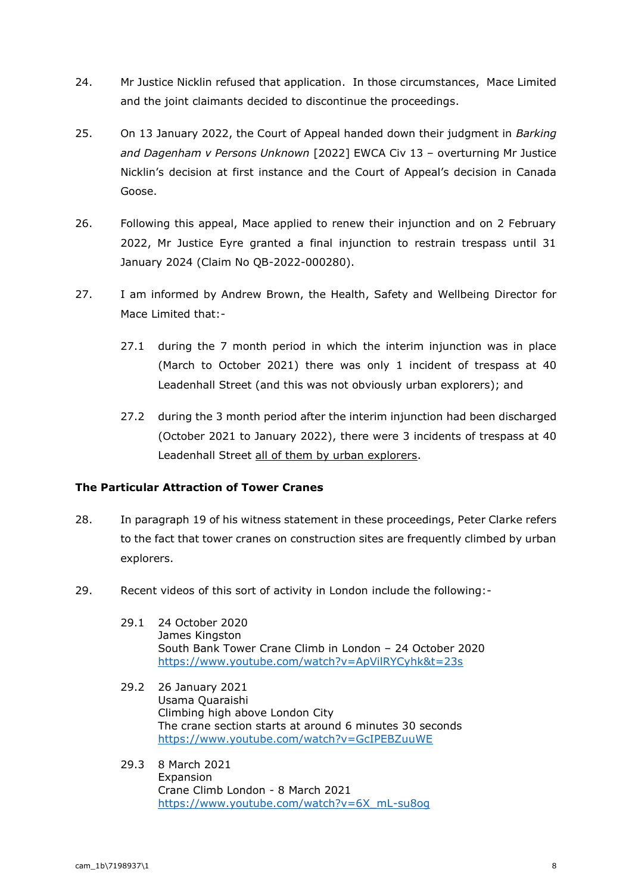24. Mr Justice Nicklin refused that application. In those circumstances, Mace Limited and the joint claimants decided to discontinue the proceedings.

25. On 13 January 2022, the Court of Appeal handed down their judgment in *Barking and Dagenham v Persons Unknown* [2022] EWCA Civ 13 – overturning Mr Justice Nicklin's decision at first instance and the Court of Appeal's decision in Canada Goose.

26. Following this appeal, Mace applied to renew their injunction and on 2 February 2022, Mr Justice Eyre granted a final injunction to restrain trespass until 31 January 2024 (Claim No QB-2022-000280).

27. I am informed by Andrew Brown, the Health, Safety and Wellbeing Director for Mace Limited that:-

    27.1 during the 7 month period in which the interim injunction was in place (March to October 2021) there was only 1 incident of trespass at 40 Leadenhall Street (and this was not obviously urban explorers); and

    27.2 during the 3 month period after the interim injunction had been discharged (October 2021 to January 2022), there were 3 incidents of trespass at 40 Leadenhall Street <u>all of them by urban explorers</u>.

**The Particular Attraction of Tower Cranes**

28. In paragraph 19 of his witness statement in these proceedings, Peter Clarke refers to the fact that tower cranes on construction sites are frequently climbed by urban explorers.

29. Recent videos of this sort of activity in London include the following:-

    29.1 24 October 2020
    James Kingston
    South Bank Tower Crane Climb in London – 24 October 2020
    https://www.youtube.com/watch?v=ApVilRYCyhk&t=23s

    29.2 26 January 2021
    Usama Quaraishi
    Climbing high above London City
    The crane section starts at around 6 minutes 30 seconds
    https://www.youtube.com/watch?v=GcIPEBZuuWE

    29.3 8 March 2021
    Expansion
    Crane Climb London - 8 March 2021
    https://www.youtube.com/watch?v=6X_mL-su8og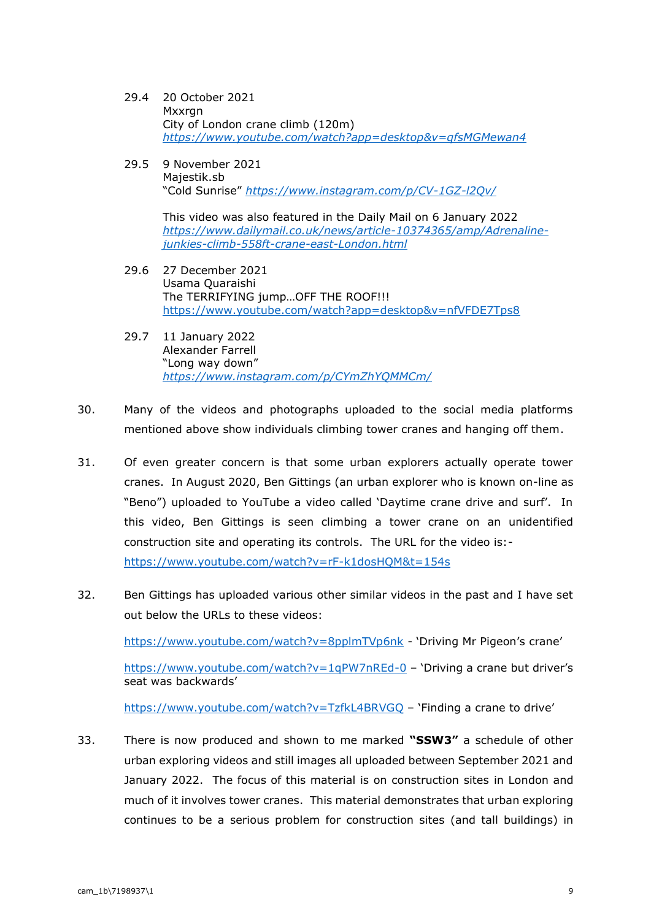29.4 20 October 2021
Mxxrgn
City of London crane climb (120m)
*https://www.youtube.com/watch?app=desktop&v=qfsMGMewan4*

29.5 9 November 2021
Majestik.sb
"Cold Sunrise" *https://www.instagram.com/p/CV-1GZ-l2Qv/*

This video was also featured in the Daily Mail on 6 January 2022
*https://www.dailymail.co.uk/news/article-10374365/amp/Adrenaline-junkies-climb-558ft-crane-east-London.html*

29.6 27 December 2021
Usama Quaraishi
The TERRIFYING jump…OFF THE ROOF!!!
https://www.youtube.com/watch?app=desktop&v=nfVFDE7Tps8

29.7 11 January 2022
Alexander Farrell
"Long way down"
*https://www.instagram.com/p/CYmZhYQMMCm/*

30. Many of the videos and photographs uploaded to the social media platforms mentioned above show individuals climbing tower cranes and hanging off them.

31. Of even greater concern is that some urban explorers actually operate tower cranes. In August 2020, Ben Gittings (an urban explorer who is known on-line as "Beno") uploaded to YouTube a video called 'Daytime crane drive and surf'. In this video, Ben Gittings is seen climbing a tower crane on an unidentified construction site and operating its controls. The URL for the video is:-
https://www.youtube.com/watch?v=rF-k1dosHQM&t=154s

32. Ben Gittings has uploaded various other similar videos in the past and I have set out below the URLs to these videos:

https://www.youtube.com/watch?v=8pplmTVp6nk - 'Driving Mr Pigeon's crane'

https://www.youtube.com/watch?v=1qPW7nREd-0 – 'Driving a crane but driver's seat was backwards'

https://www.youtube.com/watch?v=TzfkL4BRVGQ – 'Finding a crane to drive'

33. There is now produced and shown to me marked **"SSW3"** a schedule of other urban exploring videos and still images all uploaded between September 2021 and January 2022. The focus of this material is on construction sites in London and much of it involves tower cranes. This material demonstrates that urban exploring continues to be a serious problem for construction sites (and tall buildings) in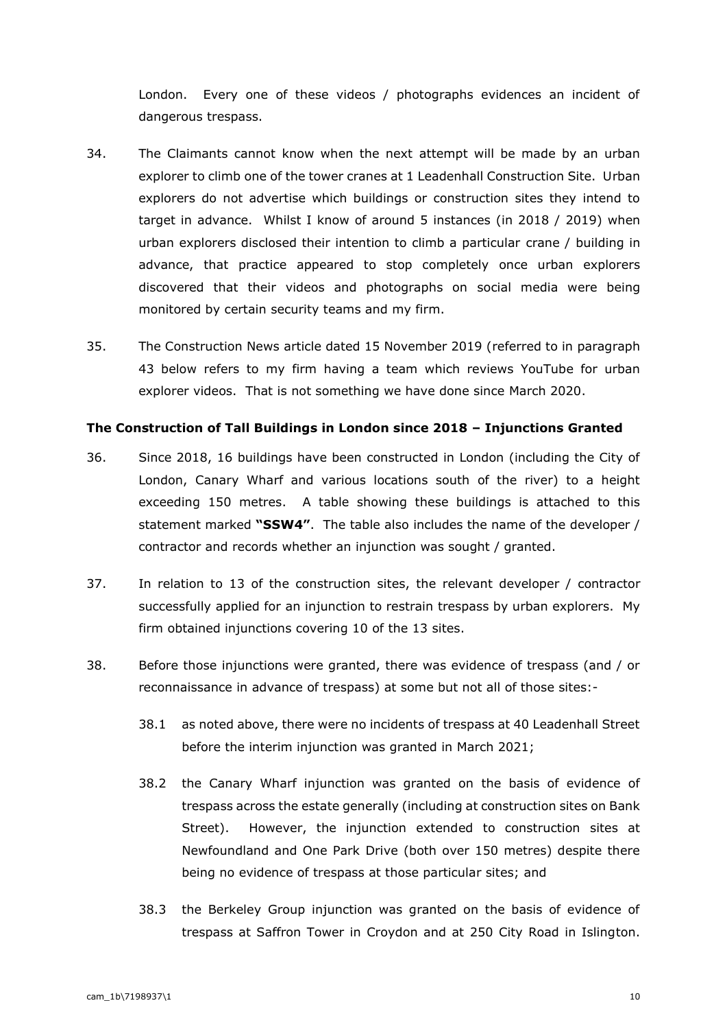London. Every one of these videos / photographs evidences an incident of dangerous trespass.

34. The Claimants cannot know when the next attempt will be made by an urban explorer to climb one of the tower cranes at 1 Leadenhall Construction Site. Urban explorers do not advertise which buildings or construction sites they intend to target in advance. Whilst I know of around 5 instances (in 2018 / 2019) when urban explorers disclosed their intention to climb a particular crane / building in advance, that practice appeared to stop completely once urban explorers discovered that their videos and photographs on social media were being monitored by certain security teams and my firm.

35. The Construction News article dated 15 November 2019 (referred to in paragraph 43 below refers to my firm having a team which reviews YouTube for urban explorer videos. That is not something we have done since March 2020.

**The Construction of Tall Buildings in London since 2018 – Injunctions Granted**

36. Since 2018, 16 buildings have been constructed in London (including the City of London, Canary Wharf and various locations south of the river) to a height exceeding 150 metres. A table showing these buildings is attached to this statement marked **"SSW4"**. The table also includes the name of the developer / contractor and records whether an injunction was sought / granted.

37. In relation to 13 of the construction sites, the relevant developer / contractor successfully applied for an injunction to restrain trespass by urban explorers. My firm obtained injunctions covering 10 of the 13 sites.

38. Before those injunctions were granted, there was evidence of trespass (and / or reconnaissance in advance of trespass) at some but not all of those sites:-

    38.1 as noted above, there were no incidents of trespass at 40 Leadenhall Street before the interim injunction was granted in March 2021;

    38.2 the Canary Wharf injunction was granted on the basis of evidence of trespass across the estate generally (including at construction sites on Bank Street). However, the injunction extended to construction sites at Newfoundland and One Park Drive (both over 150 metres) despite there being no evidence of trespass at those particular sites; and

    38.3 the Berkeley Group injunction was granted on the basis of evidence of trespass at Saffron Tower in Croydon and at 250 City Road in Islington.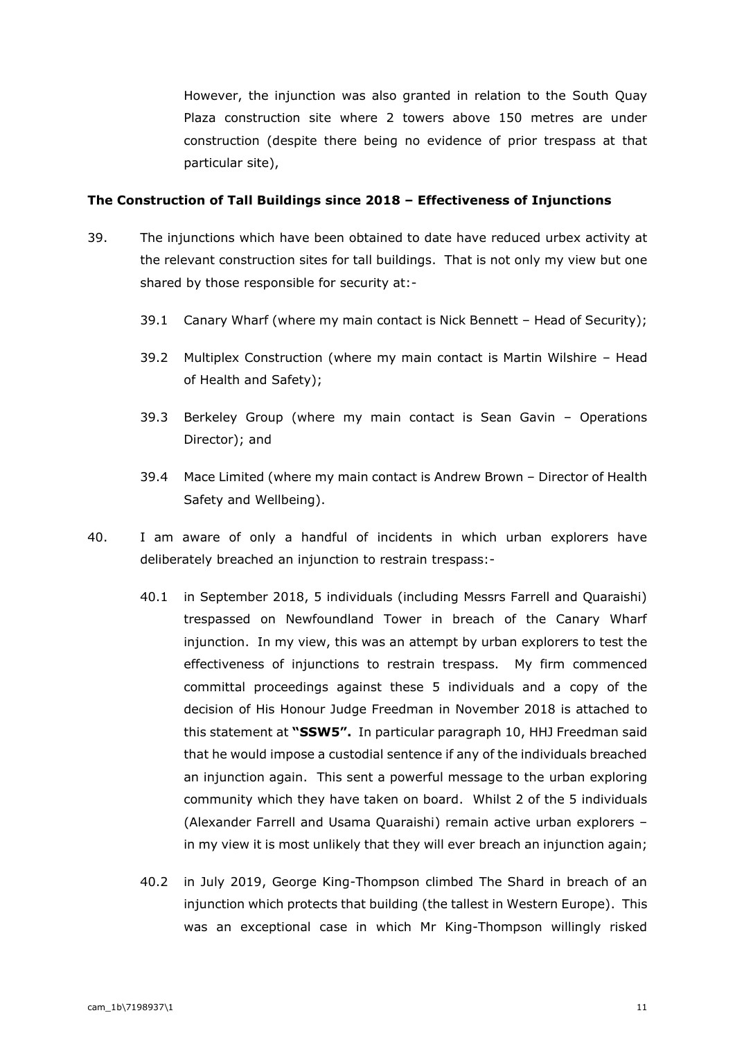However, the injunction was also granted in relation to the South Quay Plaza construction site where 2 towers above 150 metres are under construction (despite there being no evidence of prior trespass at that particular site),

**The Construction of Tall Buildings since 2018 – Effectiveness of Injunctions**

39. The injunctions which have been obtained to date have reduced urbex activity at the relevant construction sites for tall buildings. That is not only my view but one shared by those responsible for security at:-

    39.1 Canary Wharf (where my main contact is Nick Bennett – Head of Security);

    39.2 Multiplex Construction (where my main contact is Martin Wilshire – Head of Health and Safety);

    39.3 Berkeley Group (where my main contact is Sean Gavin – Operations Director); and

    39.4 Mace Limited (where my main contact is Andrew Brown – Director of Health Safety and Wellbeing).

40. I am aware of only a handful of incidents in which urban explorers have deliberately breached an injunction to restrain trespass:-

    40.1 in September 2018, 5 individuals (including Messrs Farrell and Quaraishi) trespassed on Newfoundland Tower in breach of the Canary Wharf injunction. In my view, this was an attempt by urban explorers to test the effectiveness of injunctions to restrain trespass. My firm commenced committal proceedings against these 5 individuals and a copy of the decision of His Honour Judge Freedman in November 2018 is attached to this statement at **"SSW5".** In particular paragraph 10, HHJ Freedman said that he would impose a custodial sentence if any of the individuals breached an injunction again. This sent a powerful message to the urban exploring community which they have taken on board. Whilst 2 of the 5 individuals (Alexander Farrell and Usama Quaraishi) remain active urban explorers – in my view it is most unlikely that they will ever breach an injunction again;

    40.2 in July 2019, George King-Thompson climbed The Shard in breach of an injunction which protects that building (the tallest in Western Europe). This was an exceptional case in which Mr King-Thompson willingly risked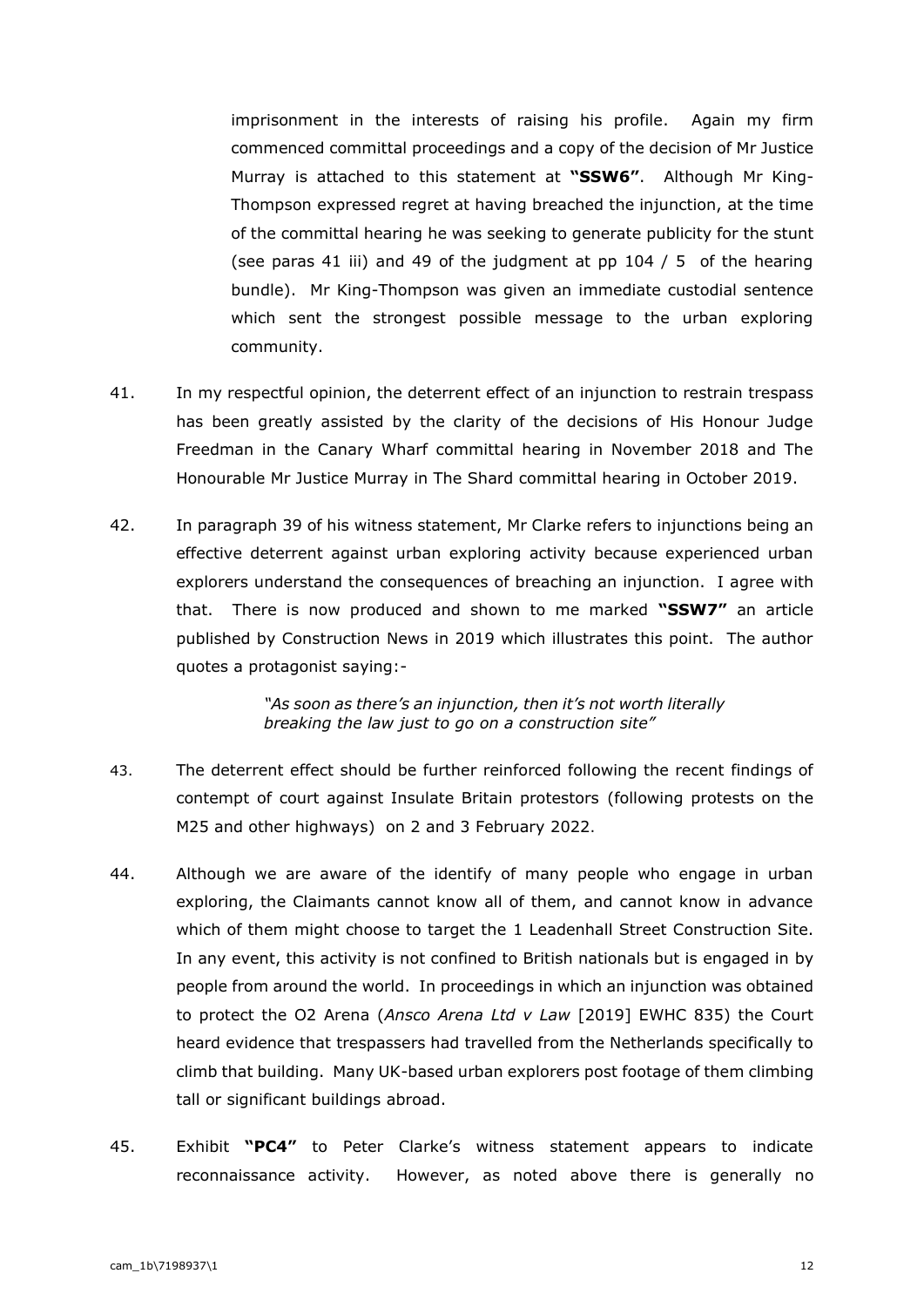imprisonment in the interests of raising his profile. Again my firm commenced committal proceedings and a copy of the decision of Mr Justice Murray is attached to this statement at **"SSW6"**. Although Mr King-Thompson expressed regret at having breached the injunction, at the time of the committal hearing he was seeking to generate publicity for the stunt (see paras 41 iii) and 49 of the judgment at pp 104 / 5 of the hearing bundle). Mr King-Thompson was given an immediate custodial sentence which sent the strongest possible message to the urban exploring community.

41. In my respectful opinion, the deterrent effect of an injunction to restrain trespass has been greatly assisted by the clarity of the decisions of His Honour Judge Freedman in the Canary Wharf committal hearing in November 2018 and The Honourable Mr Justice Murray in The Shard committal hearing in October 2019.

42. In paragraph 39 of his witness statement, Mr Clarke refers to injunctions being an effective deterrent against urban exploring activity because experienced urban explorers understand the consequences of breaching an injunction. I agree with that. There is now produced and shown to me marked **"SSW7"** an article published by Construction News in 2019 which illustrates this point. The author quotes a protagonist saying:-

> *"As soon as there's an injunction, then it's not worth literally breaking the law just to go on a construction site"*

43. The deterrent effect should be further reinforced following the recent findings of contempt of court against Insulate Britain protestors (following protests on the M25 and other highways) on 2 and 3 February 2022.

44. Although we are aware of the identify of many people who engage in urban exploring, the Claimants cannot know all of them, and cannot know in advance which of them might choose to target the 1 Leadenhall Street Construction Site. In any event, this activity is not confined to British nationals but is engaged in by people from around the world. In proceedings in which an injunction was obtained to protect the O2 Arena (*Ansco Arena Ltd v Law* [2019] EWHC 835) the Court heard evidence that trespassers had travelled from the Netherlands specifically to climb that building. Many UK-based urban explorers post footage of them climbing tall or significant buildings abroad.

45. Exhibit **"PC4"** to Peter Clarke's witness statement appears to indicate reconnaissance activity. However, as noted above there is generally no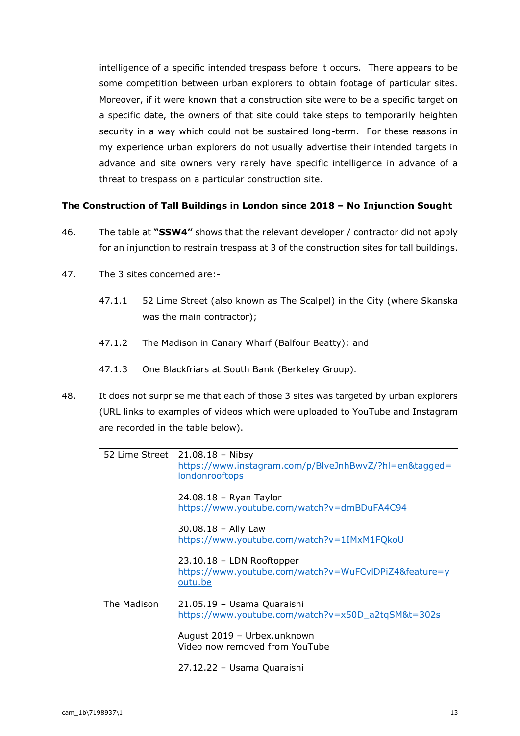intelligence of a specific intended trespass before it occurs. There appears to be some competition between urban explorers to obtain footage of particular sites. Moreover, if it were known that a construction site were to be a specific target on a specific date, the owners of that site could take steps to temporarily heighten security in a way which could not be sustained long-term. For these reasons in my experience urban explorers do not usually advertise their intended targets in advance and site owners very rarely have specific intelligence in advance of a threat to trespass on a particular construction site.

**The Construction of Tall Buildings in London since 2018 – No Injunction Sought**

46. The table at **"SSW4"** shows that the relevant developer / contractor did not apply for an injunction to restrain trespass at 3 of the construction sites for tall buildings.

47. The 3 sites concerned are:-

    47.1.1 52 Lime Street (also known as The Scalpel) in the City (where Skanska was the main contractor);

    47.1.2 The Madison in Canary Wharf (Balfour Beatty); and

    47.1.3 One Blackfriars at South Bank (Berkeley Group).

48. It does not surprise me that each of those 3 sites was targeted by urban explorers (URL links to examples of videos which were uploaded to YouTube and Instagram are recorded in the table below).

| | |
|---|---|
| 52 Lime Street | 21.08.18 – Nibsy<br>https://www.instagram.com/p/BlveJnhBwvZ/?hl=en&tagged=londonrooftops<br><br>24.08.18 – Ryan Taylor<br>https://www.youtube.com/watch?v=dmBDuFA4C94<br><br>30.08.18 – Ally Law<br>https://www.youtube.com/watch?v=1IMxM1FQkoU<br><br>23.10.18 – LDN Rooftopper<br>https://www.youtube.com/watch?v=WuFCvlDPiZ4&feature=youtu.be |
| The Madison | 21.05.19 – Usama Quaraishi<br>https://www.youtube.com/watch?v=x50D_a2tqSM&t=302s<br><br>August 2019 – Urbex.unknown<br>Video now removed from YouTube<br><br>27.12.22 – Usama Quaraishi |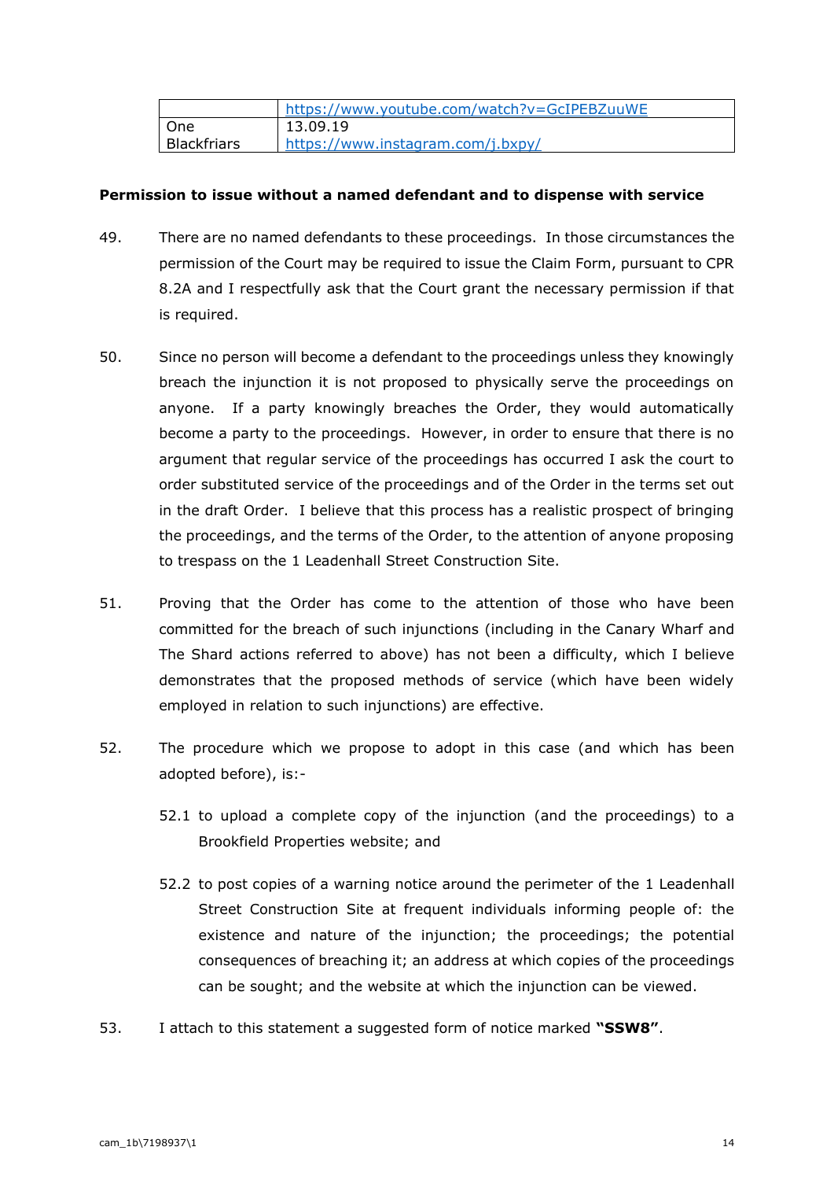|  | https://www.youtube.com/watch?v=GcIPEBZuuWE |
| --- | --- |
| One Blackfriars | 13.09.19 https://www.instagram.com/j.bxpy/ |

**Permission to issue without a named defendant and to dispense with service**

49. There are no named defendants to these proceedings. In those circumstances the permission of the Court may be required to issue the Claim Form, pursuant to CPR 8.2A and I respectfully ask that the Court grant the necessary permission if that is required.

50. Since no person will become a defendant to the proceedings unless they knowingly breach the injunction it is not proposed to physically serve the proceedings on anyone. If a party knowingly breaches the Order, they would automatically become a party to the proceedings. However, in order to ensure that there is no argument that regular service of the proceedings has occurred I ask the court to order substituted service of the proceedings and of the Order in the terms set out in the draft Order. I believe that this process has a realistic prospect of bringing the proceedings, and the terms of the Order, to the attention of anyone proposing to trespass on the 1 Leadenhall Street Construction Site.

51. Proving that the Order has come to the attention of those who have been committed for the breach of such injunctions (including in the Canary Wharf and The Shard actions referred to above) has not been a difficulty, which I believe demonstrates that the proposed methods of service (which have been widely employed in relation to such injunctions) are effective.

52. The procedure which we propose to adopt in this case (and which has been adopted before), is:-

    52.1 to upload a complete copy of the injunction (and the proceedings) to a Brookfield Properties website; and

    52.2 to post copies of a warning notice around the perimeter of the 1 Leadenhall Street Construction Site at frequent individuals informing people of: the existence and nature of the injunction; the proceedings; the potential consequences of breaching it; an address at which copies of the proceedings can be sought; and the website at which the injunction can be viewed.

53. I attach to this statement a suggested form of notice marked **"SSW8"**.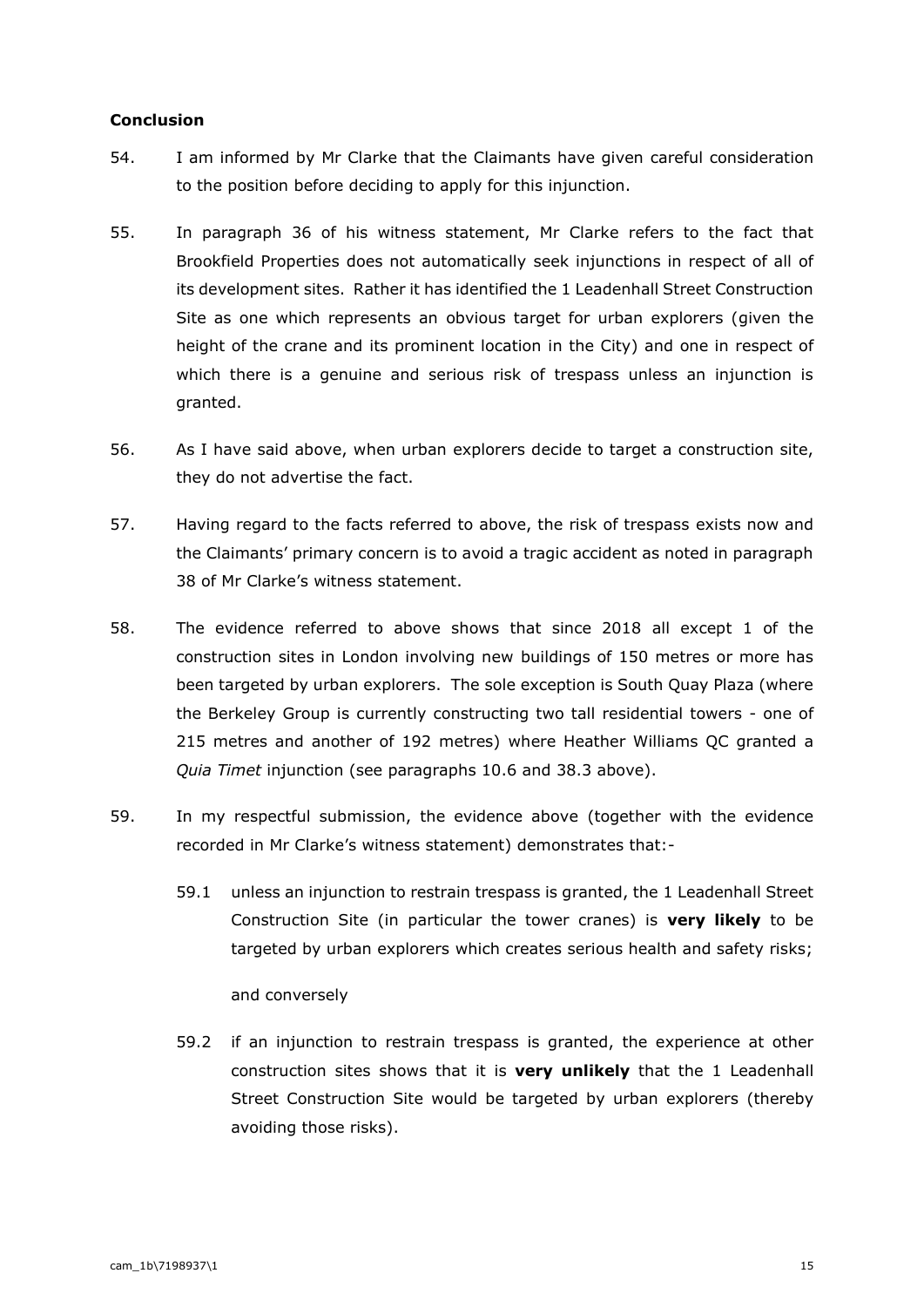**Conclusion**

54. I am informed by Mr Clarke that the Claimants have given careful consideration to the position before deciding to apply for this injunction.

55. In paragraph 36 of his witness statement, Mr Clarke refers to the fact that Brookfield Properties does not automatically seek injunctions in respect of all of its development sites. Rather it has identified the 1 Leadenhall Street Construction Site as one which represents an obvious target for urban explorers (given the height of the crane and its prominent location in the City) and one in respect of which there is a genuine and serious risk of trespass unless an injunction is granted.

56. As I have said above, when urban explorers decide to target a construction site, they do not advertise the fact.

57. Having regard to the facts referred to above, the risk of trespass exists now and the Claimants' primary concern is to avoid a tragic accident as noted in paragraph 38 of Mr Clarke's witness statement.

58. The evidence referred to above shows that since 2018 all except 1 of the construction sites in London involving new buildings of 150 metres or more has been targeted by urban explorers. The sole exception is South Quay Plaza (where the Berkeley Group is currently constructing two tall residential towers - one of 215 metres and another of 192 metres) where Heather Williams QC granted a *Quia Timet* injunction (see paragraphs 10.6 and 38.3 above).

59. In my respectful submission, the evidence above (together with the evidence recorded in Mr Clarke's witness statement) demonstrates that:-

    59.1 unless an injunction to restrain trespass is granted, the 1 Leadenhall Street Construction Site (in particular the tower cranes) is **very likely** to be targeted by urban explorers which creates serious health and safety risks;

    and conversely

    59.2 if an injunction to restrain trespass is granted, the experience at other construction sites shows that it is **very unlikely** that the 1 Leadenhall Street Construction Site would be targeted by urban explorers (thereby avoiding those risks).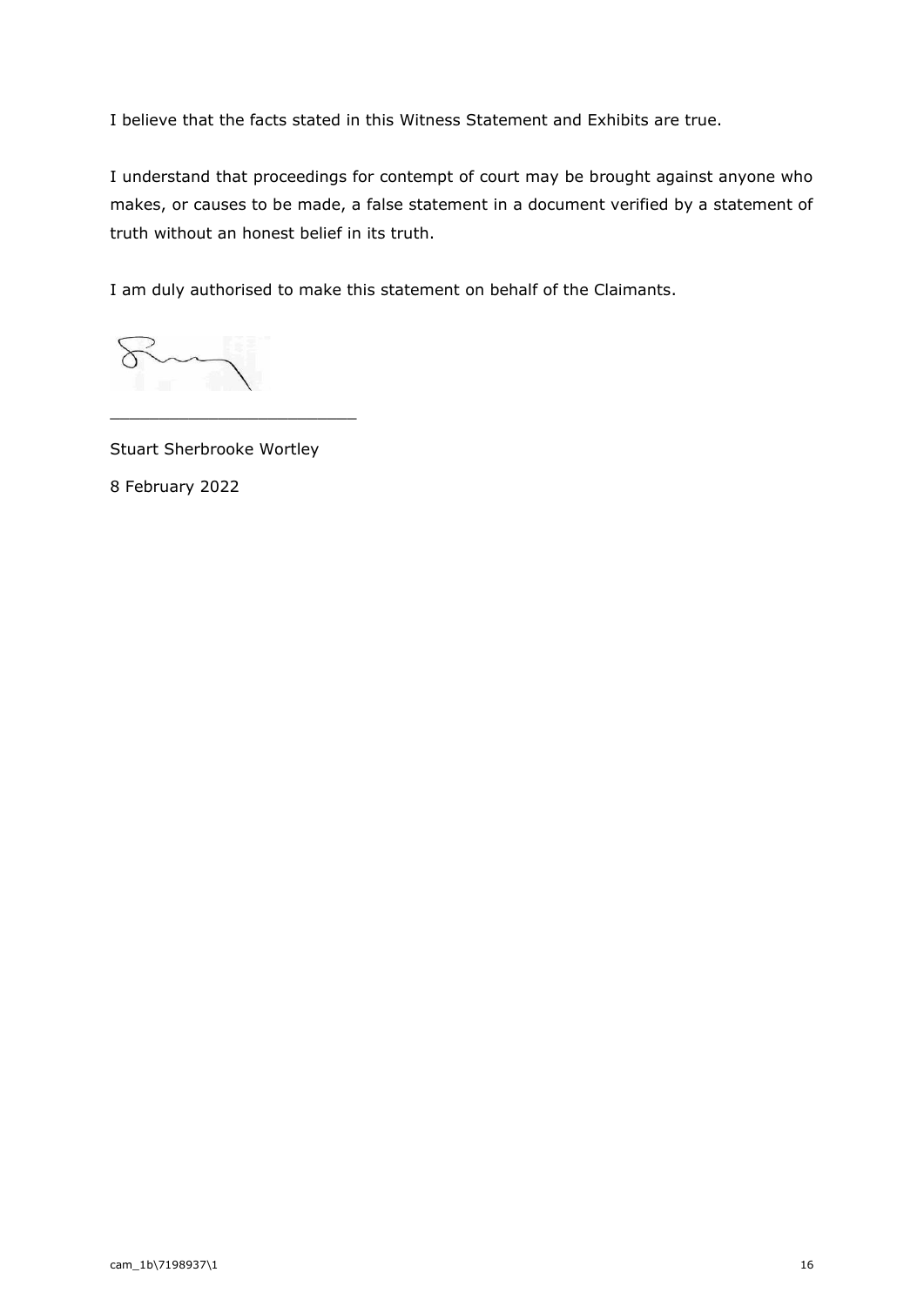I believe that the facts stated in this Witness Statement and Exhibits are true.

I understand that proceedings for contempt of court may be brought against anyone who makes, or causes to be made, a false statement in a document verified by a statement of truth without an honest belief in its truth.

I am duly authorised to make this statement on behalf of the Claimants.

_________________________

Stuart Sherbrooke Wortley

8 February 2022

cam_1b\7198937\1